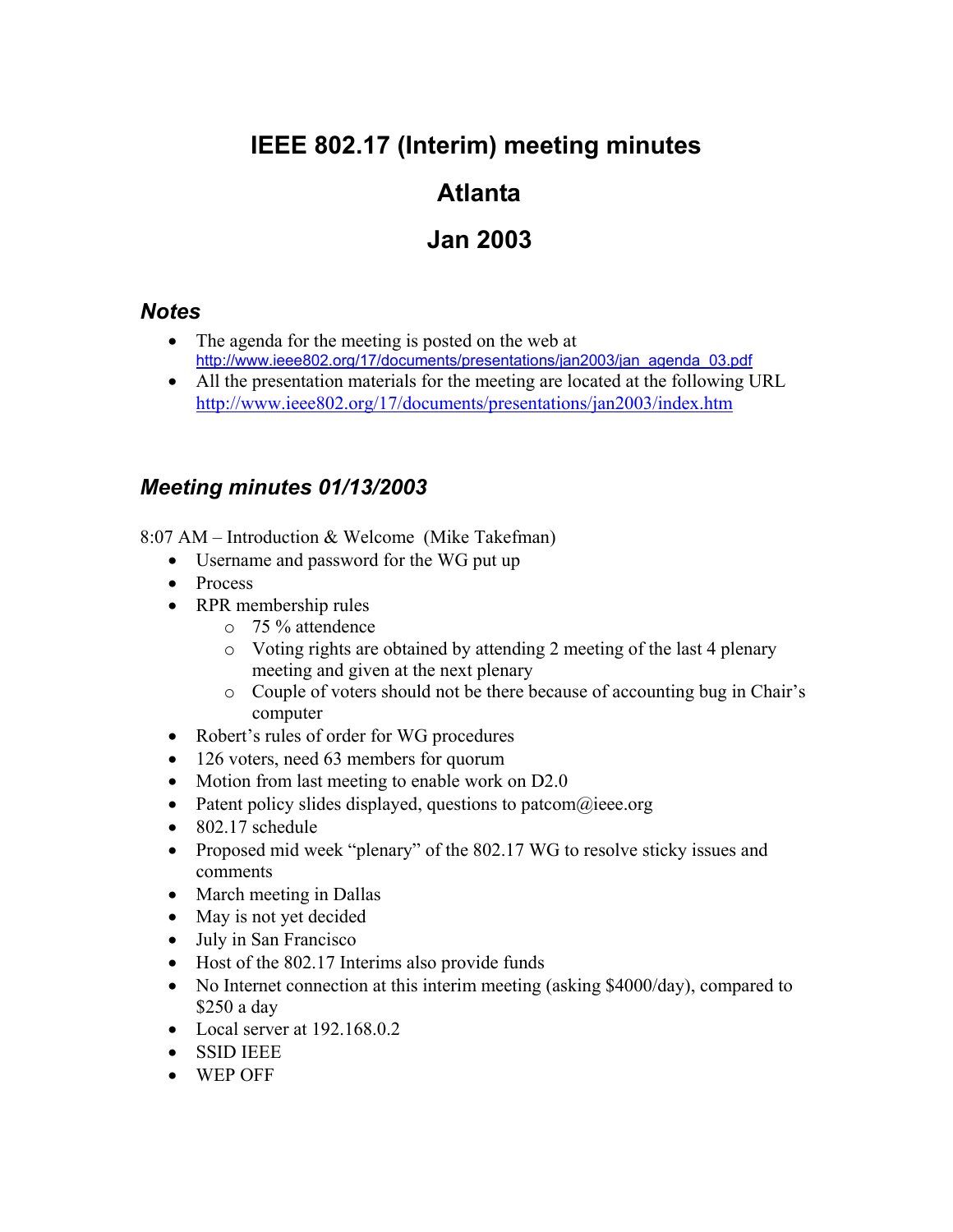# IEEE 802.17 (Interim) meeting minutes

# Atlanta

# Jan 2003

## *Notes*

- The agenda for the meeting is posted on the web at http://www.ieee802.org/17/documents/presentations/jan2003/jan_agenda_03.pdf
- All the presentation materials for the meeting are located at the following URL http://www.ieee802.org/17/documents/presentations/jan2003/index.htm

## *Meeting minutes 01/13/2003*

8:07 AM – Introduction & Welcome (Mike Takefman)

- Username and password for the WG put up
- Process
- RPR membership rules
  - 75 % attendence
  - Voting rights are obtained by attending 2 meeting of the last 4 plenary meeting and given at the next plenary
  - Couple of voters should not be there because of accounting bug in Chair's computer
- Robert's rules of order for WG procedures
- 126 voters, need 63 members for quorum
- Motion from last meeting to enable work on D2.0
- Patent policy slides displayed, questions to patcom@ieee.org
- 802.17 schedule
- Proposed mid week "plenary" of the 802.17 WG to resolve sticky issues and comments
- March meeting in Dallas
- May is not yet decided
- July in San Francisco
- Host of the 802.17 Interims also provide funds
- No Internet connection at this interim meeting (asking $4000/day), compared to $250 a day
- Local server at 192.168.0.2
- SSID IEEE
- WEP OFF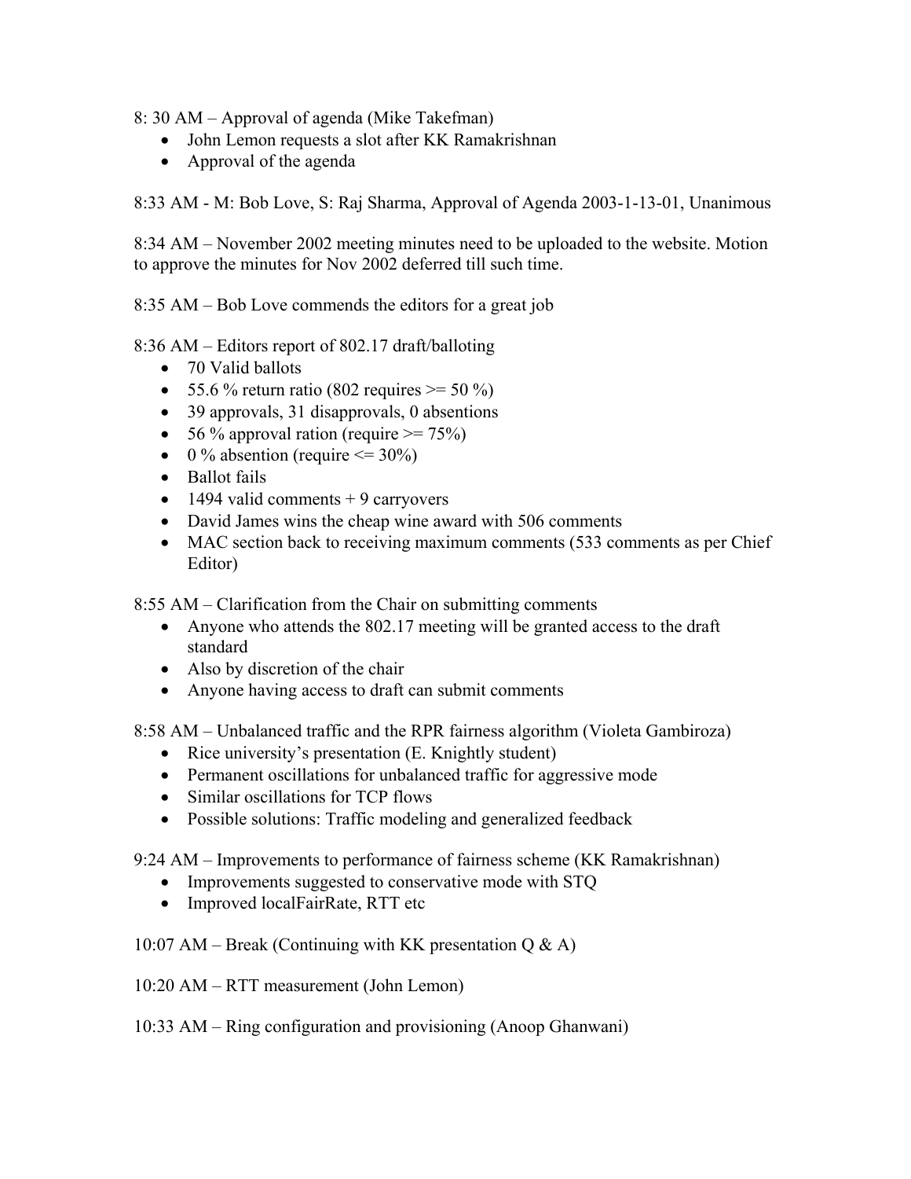8: 30 AM – Approval of agenda (Mike Takefman)

- John Lemon requests a slot after KK Ramakrishnan
- Approval of the agenda

8:33 AM - M: Bob Love, S: Raj Sharma, Approval of Agenda 2003-1-13-01, Unanimous

8:34 AM – November 2002 meeting minutes need to be uploaded to the website. Motion to approve the minutes for Nov 2002 deferred till such time.

8:35 AM – Bob Love commends the editors for a great job

8:36 AM – Editors report of 802.17 draft/balloting

- 70 Valid ballots
- 55.6 % return ratio (802 requires >= 50 %)
- 39 approvals, 31 disapprovals, 0 absentions
- 56 % approval ration (require >= 75%)
- 0 % absention (require <= 30%)
- Ballot fails
- 1494 valid comments + 9 carryovers
- David James wins the cheap wine award with 506 comments
- MAC section back to receiving maximum comments (533 comments as per Chief Editor)

8:55 AM – Clarification from the Chair on submitting comments

- Anyone who attends the 802.17 meeting will be granted access to the draft standard
- Also by discretion of the chair
- Anyone having access to draft can submit comments

8:58 AM – Unbalanced traffic and the RPR fairness algorithm (Violeta Gambiroza)

- Rice university's presentation (E. Knightly student)
- Permanent oscillations for unbalanced traffic for aggressive mode
- Similar oscillations for TCP flows
- Possible solutions: Traffic modeling and generalized feedback

9:24 AM – Improvements to performance of fairness scheme (KK Ramakrishnan)

- Improvements suggested to conservative mode with STQ
- Improved localFairRate, RTT etc

10:07 AM – Break (Continuing with KK presentation Q & A)

10:20 AM – RTT measurement (John Lemon)

10:33 AM – Ring configuration and provisioning (Anoop Ghanwani)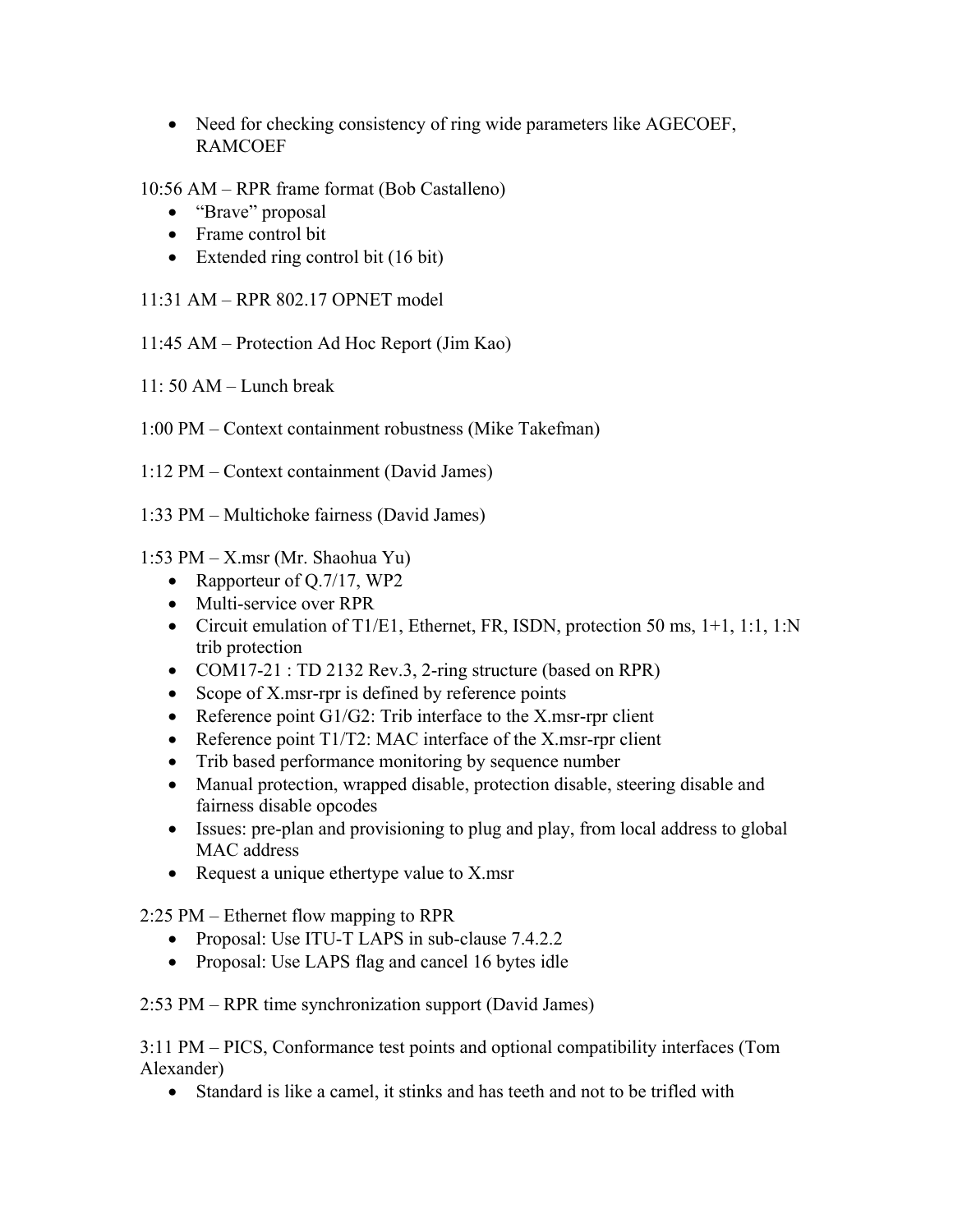- Need for checking consistency of ring wide parameters like AGECOEF, RAMCOEF

10:56 AM – RPR frame format (Bob Castalleno)
- "Brave" proposal
- Frame control bit
- Extended ring control bit (16 bit)

11:31 AM – RPR 802.17 OPNET model

11:45 AM – Protection Ad Hoc Report (Jim Kao)

11: 50 AM – Lunch break

1:00 PM – Context containment robustness (Mike Takefman)

1:12 PM – Context containment (David James)

1:33 PM – Multichoke fairness (David James)

1:53 PM – X.msr (Mr. Shaohua Yu)
- Rapporteur of Q.7/17, WP2
- Multi-service over RPR
- Circuit emulation of T1/E1, Ethernet, FR, ISDN, protection 50 ms, 1+1, 1:1, 1:N trib protection
- COM17-21 : TD 2132 Rev.3, 2-ring structure (based on RPR)
- Scope of X.msr-rpr is defined by reference points
- Reference point G1/G2: Trib interface to the X.msr-rpr client
- Reference point T1/T2: MAC interface of the X.msr-rpr client
- Trib based performance monitoring by sequence number
- Manual protection, wrapped disable, protection disable, steering disable and fairness disable opcodes
- Issues: pre-plan and provisioning to plug and play, from local address to global MAC address
- Request a unique ethertype value to X.msr

2:25 PM – Ethernet flow mapping to RPR
- Proposal: Use ITU-T LAPS in sub-clause 7.4.2.2
- Proposal: Use LAPS flag and cancel 16 bytes idle

2:53 PM – RPR time synchronization support (David James)

3:11 PM – PICS, Conformance test points and optional compatibility interfaces (Tom Alexander)
- Standard is like a camel, it stinks and has teeth and not to be trifled with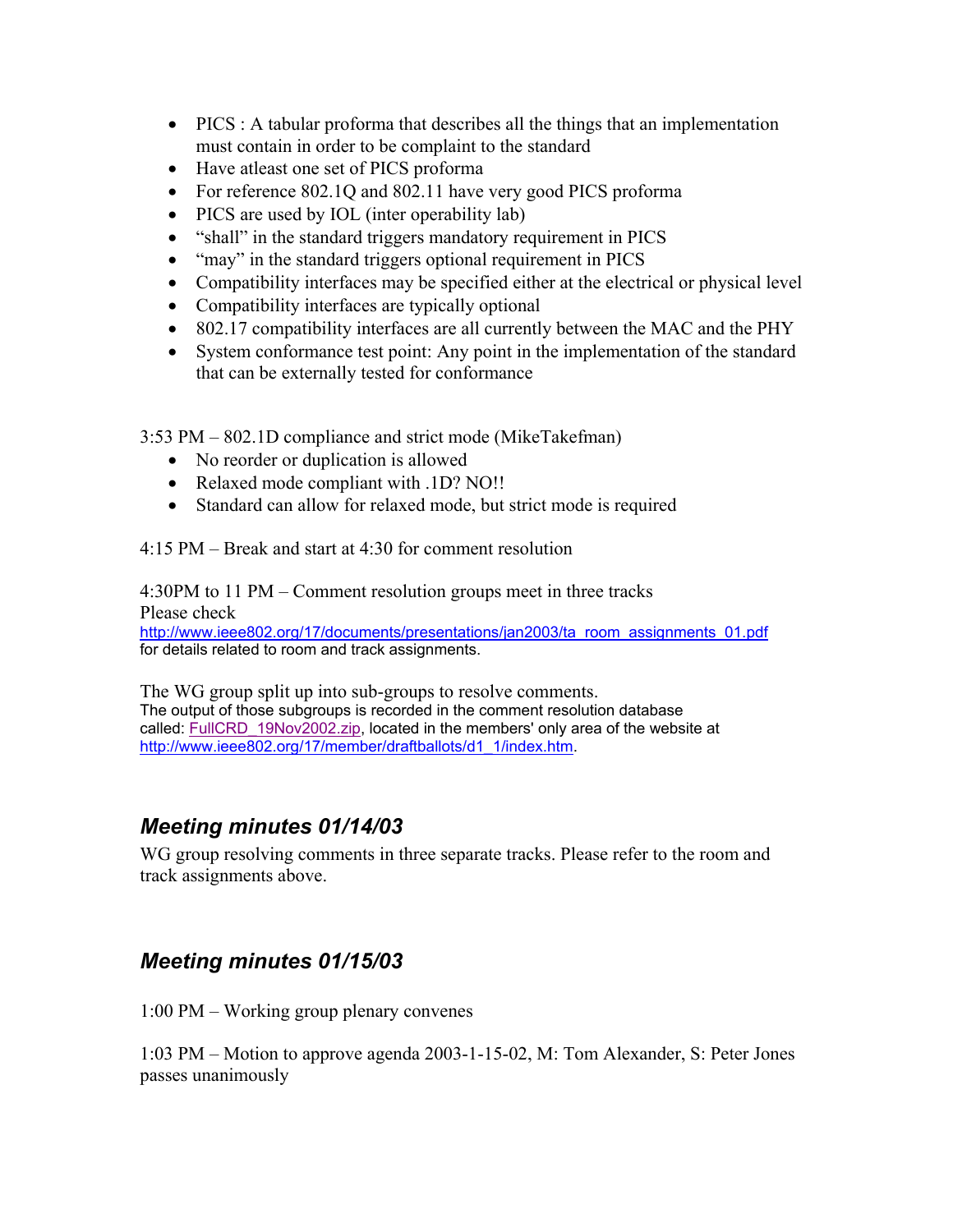- PICS : A tabular proforma that describes all the things that an implementation must contain in order to be complaint to the standard
- Have atleast one set of PICS proforma
- For reference 802.1Q and 802.11 have very good PICS proforma
- PICS are used by IOL (inter operability lab)
- “shall” in the standard triggers mandatory requirement in PICS
- “may” in the standard triggers optional requirement in PICS
- Compatibility interfaces may be specified either at the electrical or physical level
- Compatibility interfaces are typically optional
- 802.17 compatibility interfaces are all currently between the MAC and the PHY
- System conformance test point: Any point in the implementation of the standard that can be externally tested for conformance

3:53 PM – 802.1D compliance and strict mode (MikeTakefman)

- No reorder or duplication is allowed
- Relaxed mode compliant with .1D? NO!!
- Standard can allow for relaxed mode, but strict mode is required

4:15 PM – Break and start at 4:30 for comment resolution

4:30PM to 11 PM – Comment resolution groups meet in three tracks
Please check
http://www.ieee802.org/17/documents/presentations/jan2003/ta_room_assignments_01.pdf
for details related to room and track assignments.

The WG group split up into sub-groups to resolve comments.
The output of those subgroups is recorded in the comment resolution database called: FullCRD_19Nov2002.zip, located in the members' only area of the website at http://www.ieee802.org/17/member/draftballots/d1_1/index.htm.

## *Meeting minutes 01/14/03*

WG group resolving comments in three separate tracks. Please refer to the room and track assignments above.

## *Meeting minutes 01/15/03*

1:00 PM – Working group plenary convenes

1:03 PM – Motion to approve agenda 2003-1-15-02, M: Tom Alexander, S: Peter Jones passes unanimously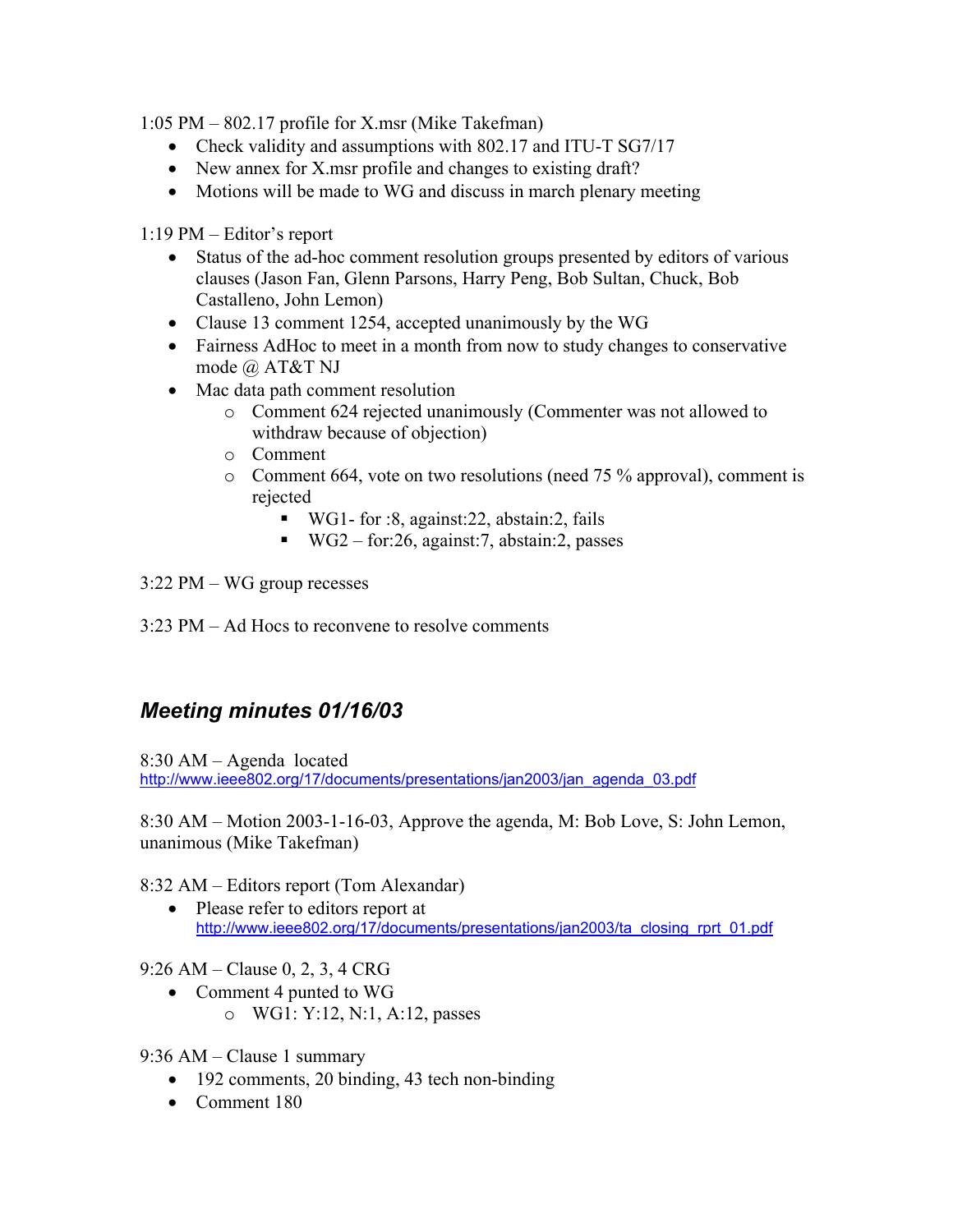1:05 PM – 802.17 profile for X.msr (Mike Takefman)

- Check validity and assumptions with 802.17 and ITU-T SG7/17
- New annex for X.msr profile and changes to existing draft?
- Motions will be made to WG and discuss in march plenary meeting

1:19 PM – Editor's report

- Status of the ad-hoc comment resolution groups presented by editors of various clauses (Jason Fan, Glenn Parsons, Harry Peng, Bob Sultan, Chuck, Bob Castalleno, John Lemon)
- Clause 13 comment 1254, accepted unanimously by the WG
- Fairness AdHoc to meet in a month from now to study changes to conservative mode @ AT&T NJ
- Mac data path comment resolution
    - Comment 624 rejected unanimously (Commenter was not allowed to withdraw because of objection)
    - Comment
    - Comment 664, vote on two resolutions (need 75 % approval), comment is rejected
        - WG1- for :8, against:22, abstain:2, fails
        - WG2 – for:26, against:7, abstain:2, passes

3:22 PM – WG group recesses

3:23 PM – Ad Hocs to reconvene to resolve comments

## *Meeting minutes 01/16/03*

8:30 AM – Agenda located
http://www.ieee802.org/17/documents/presentations/jan2003/jan_agenda_03.pdf

8:30 AM – Motion 2003-1-16-03, Approve the agenda, M: Bob Love, S: John Lemon, unanimous (Mike Takefman)

8:32 AM – Editors report (Tom Alexandar)

- Please refer to editors report at http://www.ieee802.org/17/documents/presentations/jan2003/ta_closing_rprt_01.pdf

9:26 AM – Clause 0, 2, 3, 4 CRG

- Comment 4 punted to WG
    - WG1: Y:12, N:1, A:12, passes

9:36 AM – Clause 1 summary

- 192 comments, 20 binding, 43 tech non-binding
- Comment 180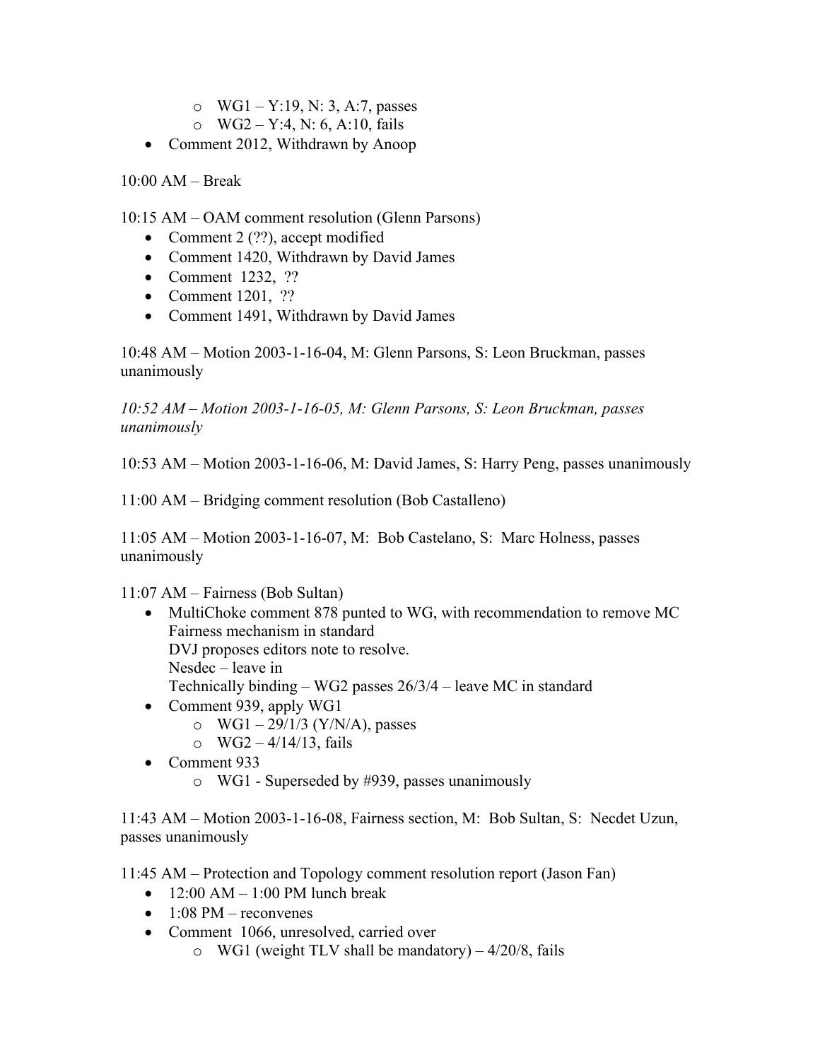- WG1 – Y:19, N: 3, A:7, passes
  - WG2 – Y:4, N: 6, A:10, fails
- Comment 2012, Withdrawn by Anoop

10:00 AM – Break

10:15 AM – OAM comment resolution (Glenn Parsons)

- Comment 2 (??), accept modified
- Comment 1420, Withdrawn by David James
- Comment 1232, ??
- Comment 1201, ??
- Comment 1491, Withdrawn by David James

10:48 AM – Motion 2003-1-16-04, M: Glenn Parsons, S: Leon Bruckman, passes unanimously

*10:52 AM – Motion 2003-1-16-05, M: Glenn Parsons, S: Leon Bruckman, passes unanimously*

10:53 AM – Motion 2003-1-16-06, M: David James, S: Harry Peng, passes unanimously

11:00 AM – Bridging comment resolution (Bob Castalleno)

11:05 AM – Motion 2003-1-16-07, M: Bob Castelano, S: Marc Holness, passes unanimously

11:07 AM – Fairness (Bob Sultan)

- MultiChoke comment 878 punted to WG, with recommendation to remove MC Fairness mechanism in standard
  DVJ proposes editors note to resolve.
  Nesdec – leave in
  Technically binding – WG2 passes 26/3/4 – leave MC in standard
- Comment 939, apply WG1
  - WG1 – 29/1/3 (Y/N/A), passes
  - WG2 – 4/14/13, fails
- Comment 933
  - WG1 - Superseded by #939, passes unanimously

11:43 AM – Motion 2003-1-16-08, Fairness section, M: Bob Sultan, S: Necdet Uzun, passes unanimously

11:45 AM – Protection and Topology comment resolution report (Jason Fan)

- 12:00 AM – 1:00 PM lunch break
- 1:08 PM – reconvenes
- Comment 1066, unresolved, carried over
  - WG1 (weight TLV shall be mandatory) – 4/20/8, fails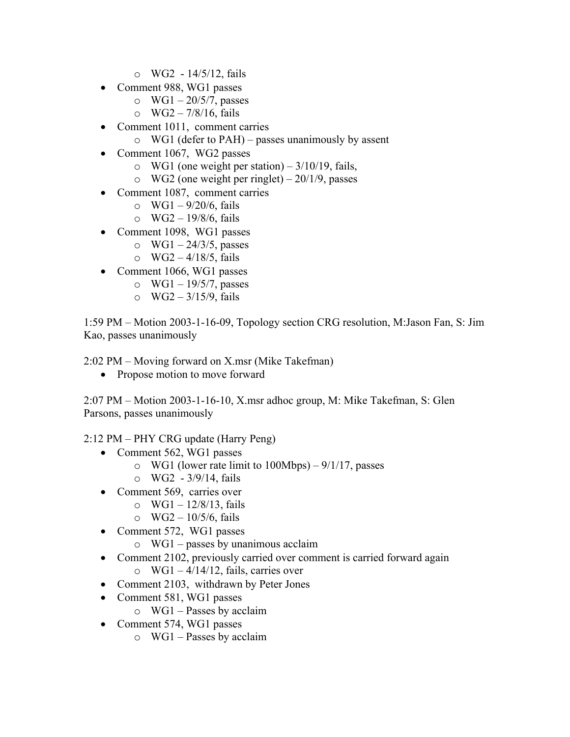- WG2 - 14/5/12, fails
- Comment 988, WG1 passes
  - WG1 – 20/5/7, passes
  - WG2 – 7/8/16, fails
- Comment 1011, comment carries
  - WG1 (defer to PAH) – passes unanimously by assent
- Comment 1067, WG2 passes
  - WG1 (one weight per station) – 3/10/19, fails,
  - WG2 (one weight per ringlet) – 20/1/9, passes
- Comment 1087, comment carries
  - WG1 – 9/20/6, fails
  - WG2 – 19/8/6, fails
- Comment 1098, WG1 passes
  - WG1 – 24/3/5, passes
  - WG2 – 4/18/5, fails
- Comment 1066, WG1 passes
  - WG1 – 19/5/7, passes
  - WG2 – 3/15/9, fails

1:59 PM – Motion 2003-1-16-09, Topology section CRG resolution, M:Jason Fan, S: Jim Kao, passes unanimously

2:02 PM – Moving forward on X.msr (Mike Takefman)

- Propose motion to move forward

2:07 PM – Motion 2003-1-16-10, X.msr adhoc group, M: Mike Takefman, S: Glen Parsons, passes unanimously

2:12 PM – PHY CRG update (Harry Peng)

- Comment 562, WG1 passes
  - WG1 (lower rate limit to 100Mbps) – 9/1/17, passes
  - WG2 - 3/9/14, fails
- Comment 569, carries over
  - WG1 – 12/8/13, fails
  - WG2 – 10/5/6, fails
- Comment 572, WG1 passes
  - WG1 – passes by unanimous acclaim
- Comment 2102, previously carried over comment is carried forward again
  - WG1 – 4/14/12, fails, carries over
- Comment 2103, withdrawn by Peter Jones
- Comment 581, WG1 passes
  - WG1 – Passes by acclaim
- Comment 574, WG1 passes
  - WG1 – Passes by acclaim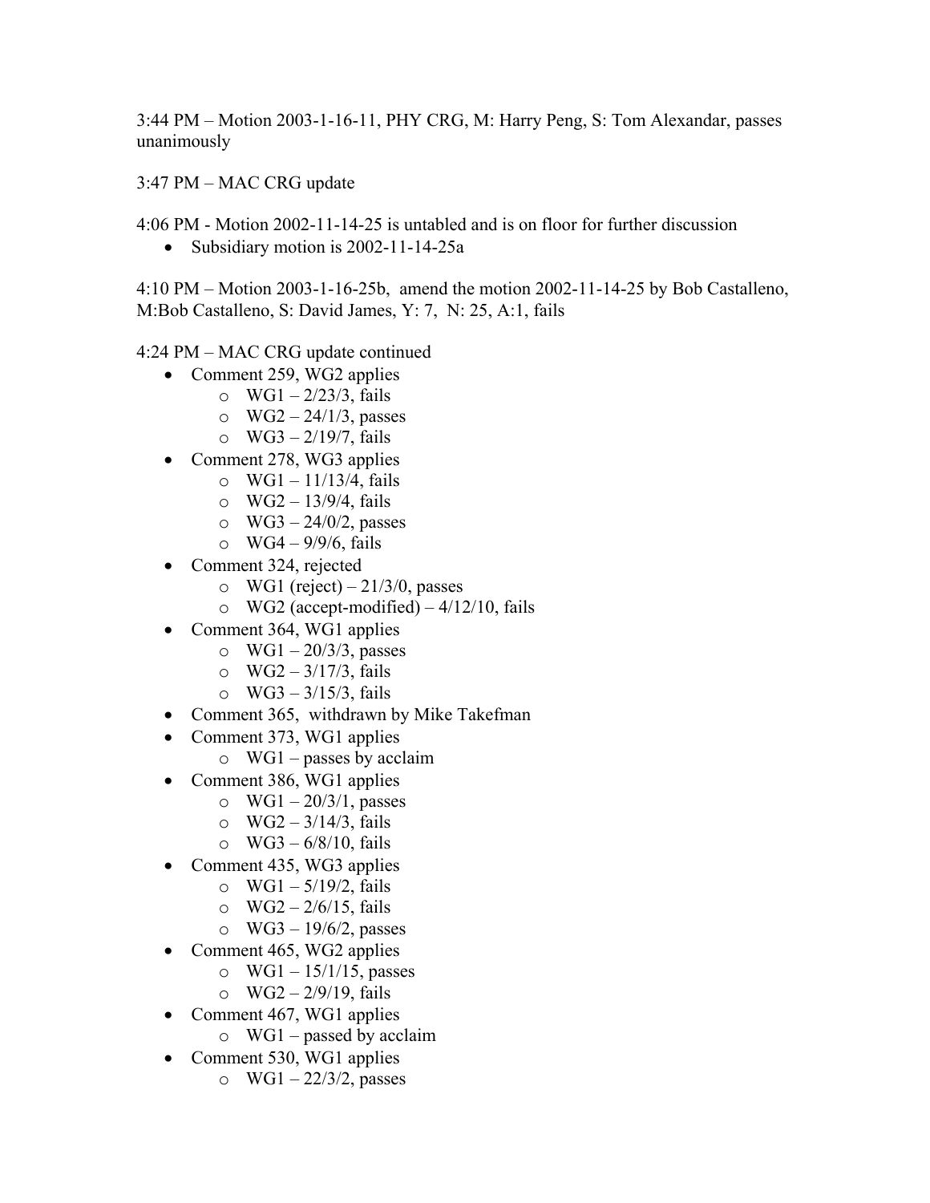3:44 PM – Motion 2003-1-16-11, PHY CRG, M: Harry Peng, S: Tom Alexandar, passes unanimously

3:47 PM – MAC CRG update

4:06 PM - Motion 2002-11-14-25 is untabled and is on floor for further discussion

- Subsidiary motion is 2002-11-14-25a

4:10 PM – Motion 2003-1-16-25b, amend the motion 2002-11-14-25 by Bob Castalleno, M:Bob Castalleno, S: David James, Y: 7, N: 25, A:1, fails

4:24 PM – MAC CRG update continued

- Comment 259, WG2 applies
  - WG1 – 2/23/3, fails
  - WG2 – 24/1/3, passes
  - WG3 – 2/19/7, fails
- Comment 278, WG3 applies
  - WG1 – 11/13/4, fails
  - WG2 – 13/9/4, fails
  - WG3 – 24/0/2, passes
  - WG4 – 9/9/6, fails
- Comment 324, rejected
  - WG1 (reject) – 21/3/0, passes
  - WG2 (accept-modified) – 4/12/10, fails
- Comment 364, WG1 applies
  - WG1 – 20/3/3, passes
  - WG2 – 3/17/3, fails
  - WG3 – 3/15/3, fails
- Comment 365, withdrawn by Mike Takefman
- Comment 373, WG1 applies
  - WG1 – passes by acclaim
- Comment 386, WG1 applies
  - WG1 – 20/3/1, passes
  - WG2 – 3/14/3, fails
  - WG3 – 6/8/10, fails
- Comment 435, WG3 applies
  - WG1 – 5/19/2, fails
  - WG2 – 2/6/15, fails
  - WG3 – 19/6/2, passes
- Comment 465, WG2 applies
  - WG1 – 15/1/15, passes
  - WG2 – 2/9/19, fails
- Comment 467, WG1 applies
  - WG1 – passed by acclaim
- Comment 530, WG1 applies
  - WG1 – 22/3/2, passes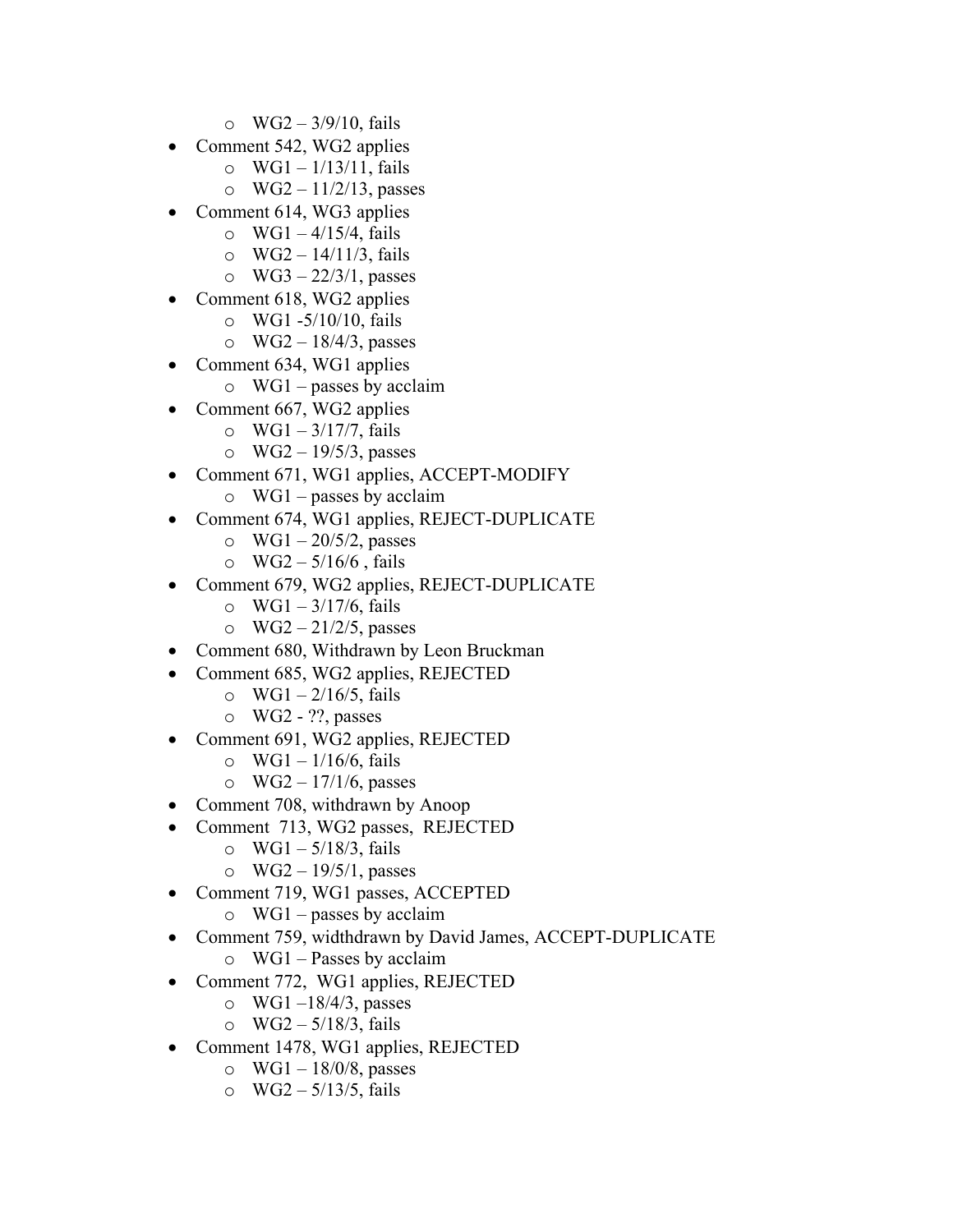- WG2 – 3/9/10, fails
- Comment 542, WG2 applies
  - WG1 – 1/13/11, fails
  - WG2 – 11/2/13, passes
- Comment 614, WG3 applies
  - WG1 – 4/15/4, fails
  - WG2 – 14/11/3, fails
  - WG3 – 22/3/1, passes
- Comment 618, WG2 applies
  - WG1 -5/10/10, fails
  - WG2 – 18/4/3, passes
- Comment 634, WG1 applies
  - WG1 – passes by acclaim
- Comment 667, WG2 applies
  - WG1 – 3/17/7, fails
  - WG2 – 19/5/3, passes
- Comment 671, WG1 applies, ACCEPT-MODIFY
  - WG1 – passes by acclaim
- Comment 674, WG1 applies, REJECT-DUPLICATE
  - WG1 – 20/5/2, passes
  - WG2 – 5/16/6 , fails
- Comment 679, WG2 applies, REJECT-DUPLICATE
  - WG1 – 3/17/6, fails
  - WG2 – 21/2/5, passes
- Comment 680, Withdrawn by Leon Bruckman
- Comment 685, WG2 applies, REJECTED
  - WG1 – 2/16/5, fails
  - WG2 - ??, passes
- Comment 691, WG2 applies, REJECTED
  - WG1 – 1/16/6, fails
  - WG2 – 17/1/6, passes
- Comment 708, withdrawn by Anoop
- Comment 713, WG2 passes, REJECTED
  - WG1 – 5/18/3, fails
  - WG2 – 19/5/1, passes
- Comment 719, WG1 passes, ACCEPTED
  - WG1 – passes by acclaim
- Comment 759, widthdrawn by David James, ACCEPT-DUPLICATE
  - WG1 – Passes by acclaim
- Comment 772, WG1 applies, REJECTED
  - WG1 –18/4/3, passes
  - WG2 – 5/18/3, fails
- Comment 1478, WG1 applies, REJECTED
  - WG1 – 18/0/8, passes
  - WG2 – 5/13/5, fails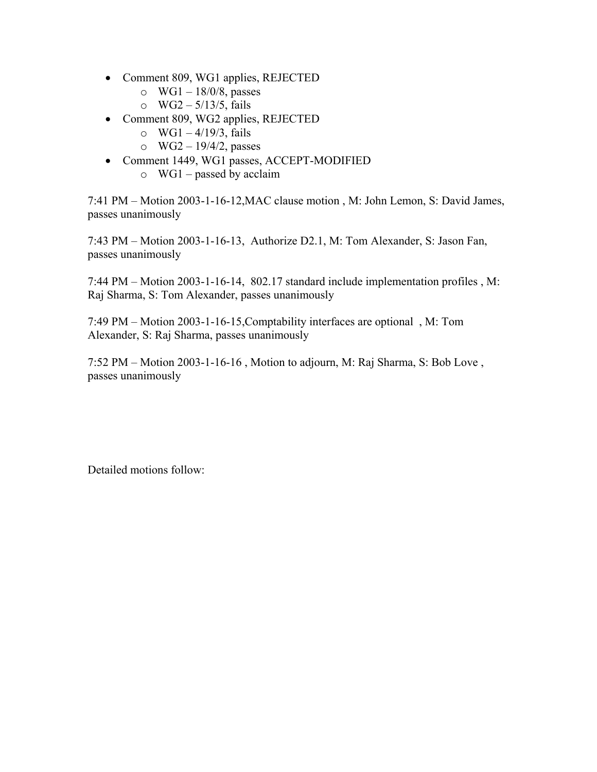- Comment 809, WG1 applies, REJECTED
  - WG1 – 18/0/8, passes
  - WG2 – 5/13/5, fails
- Comment 809, WG2 applies, REJECTED
  - WG1 – 4/19/3, fails
  - WG2 – 19/4/2, passes
- Comment 1449, WG1 passes, ACCEPT-MODIFIED
  - WG1 – passed by acclaim

7:41 PM – Motion 2003-1-16-12,MAC clause motion , M: John Lemon, S: David James, passes unanimously

7:43 PM – Motion 2003-1-16-13, Authorize D2.1, M: Tom Alexander, S: Jason Fan, passes unanimously

7:44 PM – Motion 2003-1-16-14, 802.17 standard include implementation profiles , M: Raj Sharma, S: Tom Alexander, passes unanimously

7:49 PM – Motion 2003-1-16-15,Comptability interfaces are optional , M: Tom Alexander, S: Raj Sharma, passes unanimously

7:52 PM – Motion 2003-1-16-16 , Motion to adjourn, M: Raj Sharma, S: Bob Love , passes unanimously

Detailed motions follow: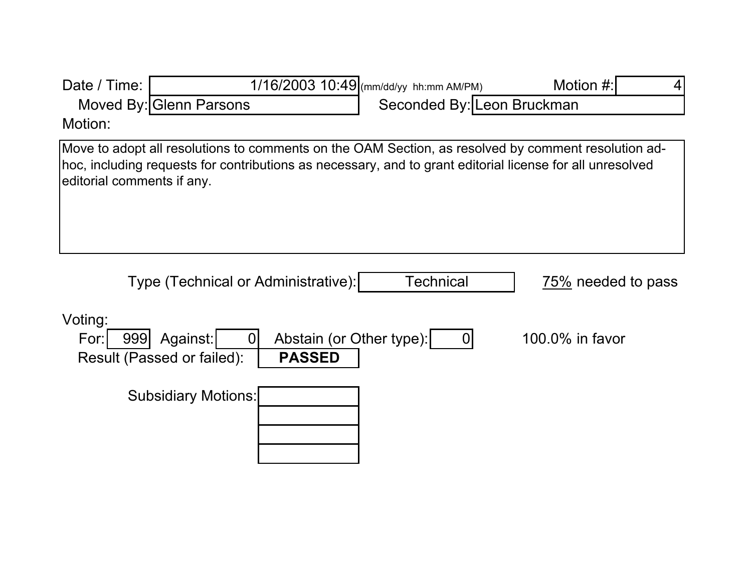Date / Time: 1/16/2003 10:49 (mm/dd/yy hh:mm AM/PM) Motion #: 4

Moved By: Glenn Parsons Seconded By: Leon Bruckman

Motion:

Move to adopt all resolutions to comments on the OAM Section, as resolved by comment resolution ad-hoc, including requests for contributions as necessary, and to grant editorial license for all unresolved editorial comments if any.

Type (Technical or Administrative): Technical 75% needed to pass

Voting:

For: 999 Against: 0 Abstain (or Other type): 0 100.0% in favor

Result (Passed or failed): **PASSED**

Subsidiary Motions: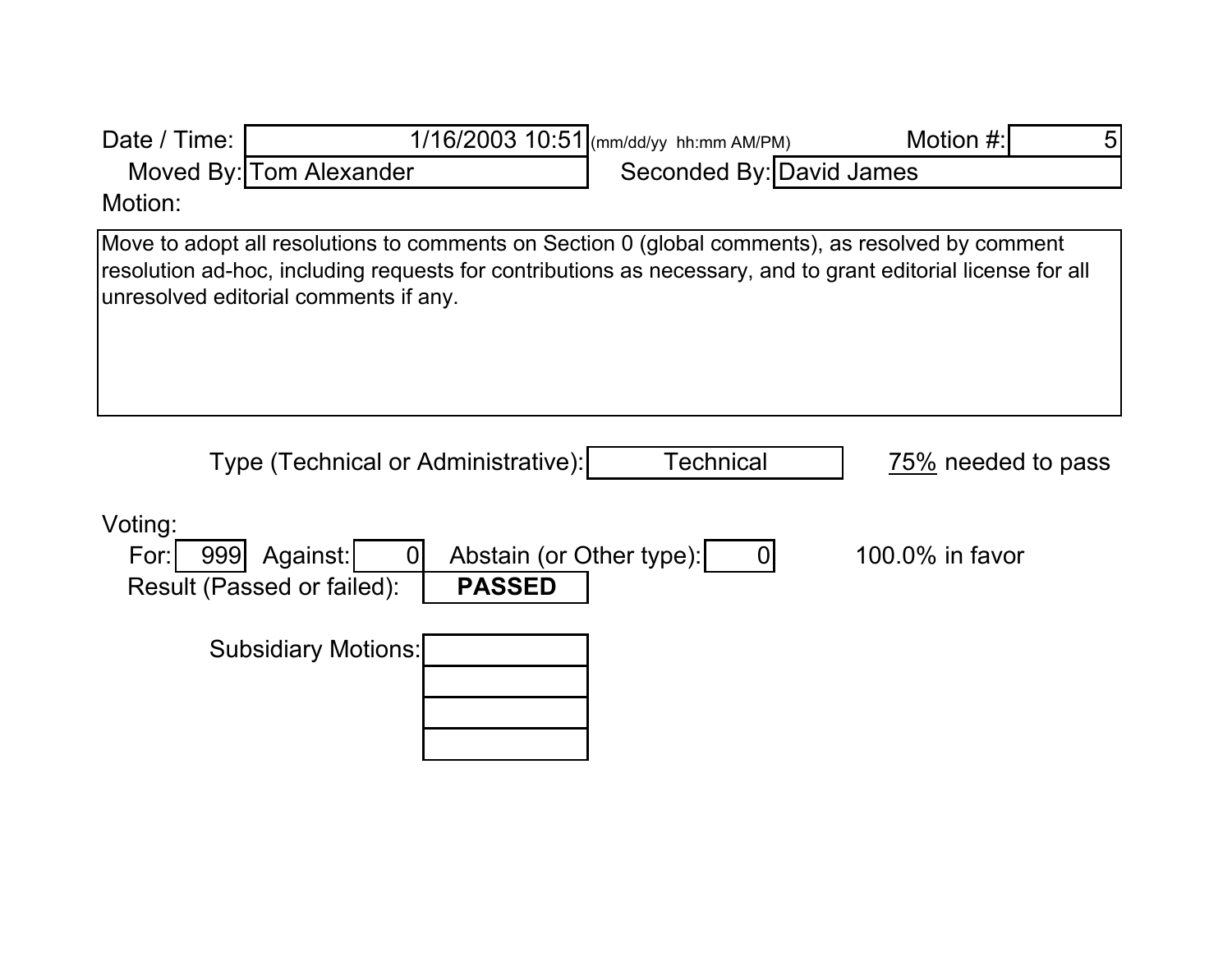Date / Time: 1/16/2003 10:51 (mm/dd/yy hh:mm AM/PM)

Motion #: 5

Moved By: Tom Alexander

Seconded By: David James

Motion:

Move to adopt all resolutions to comments on Section 0 (global comments), as resolved by comment resolution ad-hoc, including requests for contributions as necessary, and to grant editorial license for all unresolved editorial comments if any.

Type (Technical or Administrative): Technical

75% needed to pass

Voting:

For: 999 Against: 0 Abstain (or Other type): 0

100.0% in favor

Result (Passed or failed): **PASSED**

Subsidiary Motions: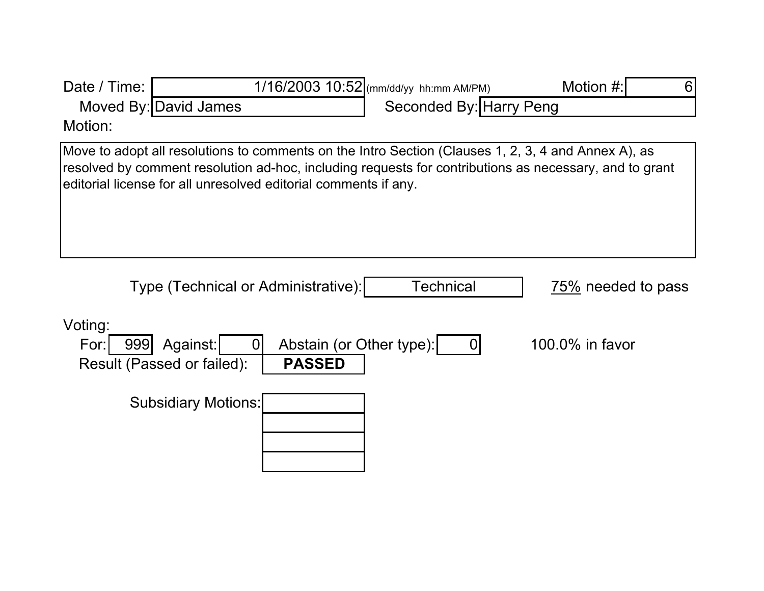Date / Time: 1/16/2003 10:52 (mm/dd/yy hh:mm AM/PM) Motion #: 6

Moved By: David James Seconded By: Harry Peng

Motion:

Move to adopt all resolutions to comments on the Intro Section (Clauses 1, 2, 3, 4 and Annex A), as resolved by comment resolution ad-hoc, including requests for contributions as necessary, and to grant editorial license for all unresolved editorial comments if any.

Type (Technical or Administrative): Technical 75% needed to pass

Voting:

For: 999 Against: 0 Abstain (or Other type): 0 100.0% in favor

Result (Passed or failed): **PASSED**

Subsidiary Motions: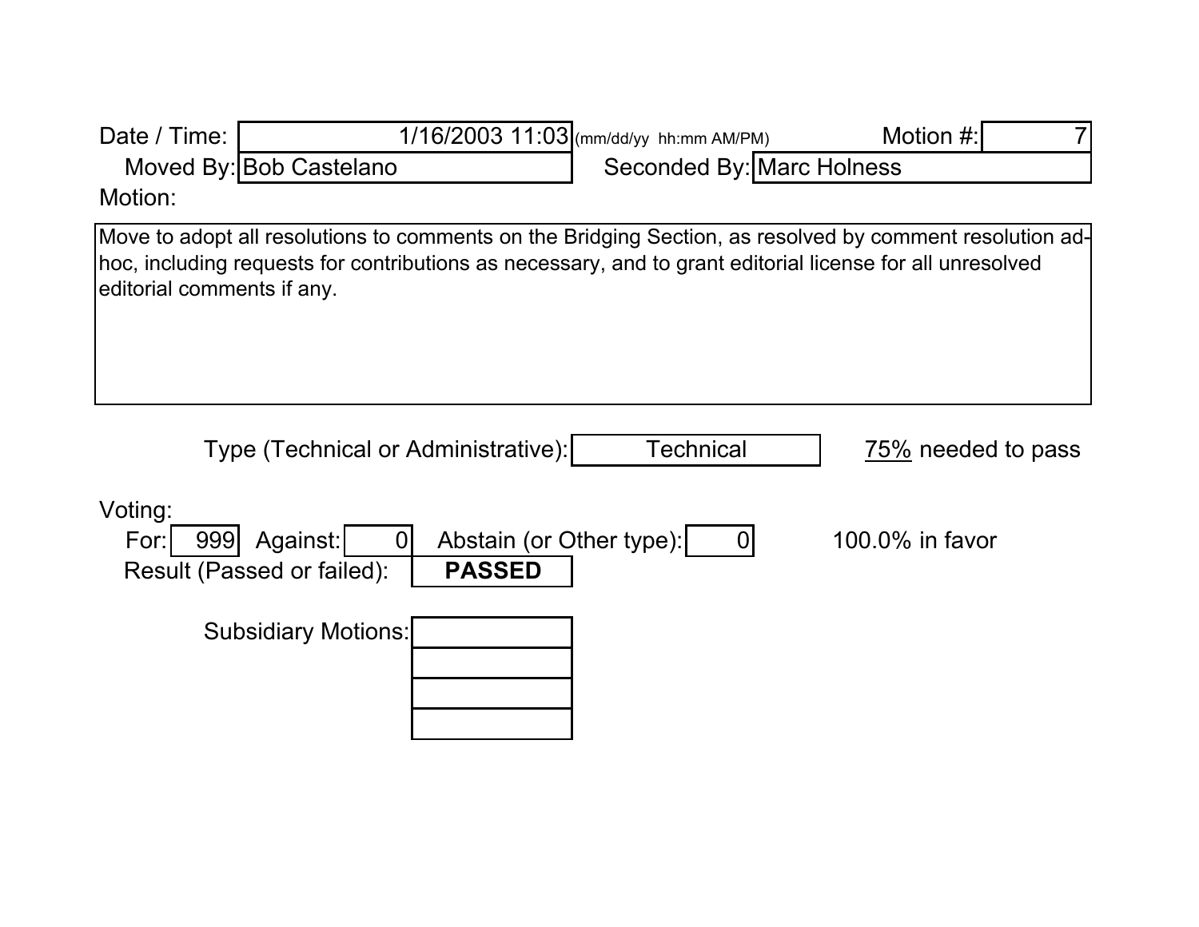Date / Time: 1/16/2003 11:03 (mm/dd/yy hh:mm AM/PM) Motion #: 7

Moved By: Bob Castelano Seconded By: Marc Holness

Motion:

Move to adopt all resolutions to comments on the Bridging Section, as resolved by comment resolution ad-hoc, including requests for contributions as necessary, and to grant editorial license for all unresolved editorial comments if any.

Type (Technical or Administrative): Technical 75% needed to pass

Voting:

For: 999 Against: 0 Abstain (or Other type): 0 100.0% in favor

Result (Passed or failed): **PASSED**

Subsidiary Motions: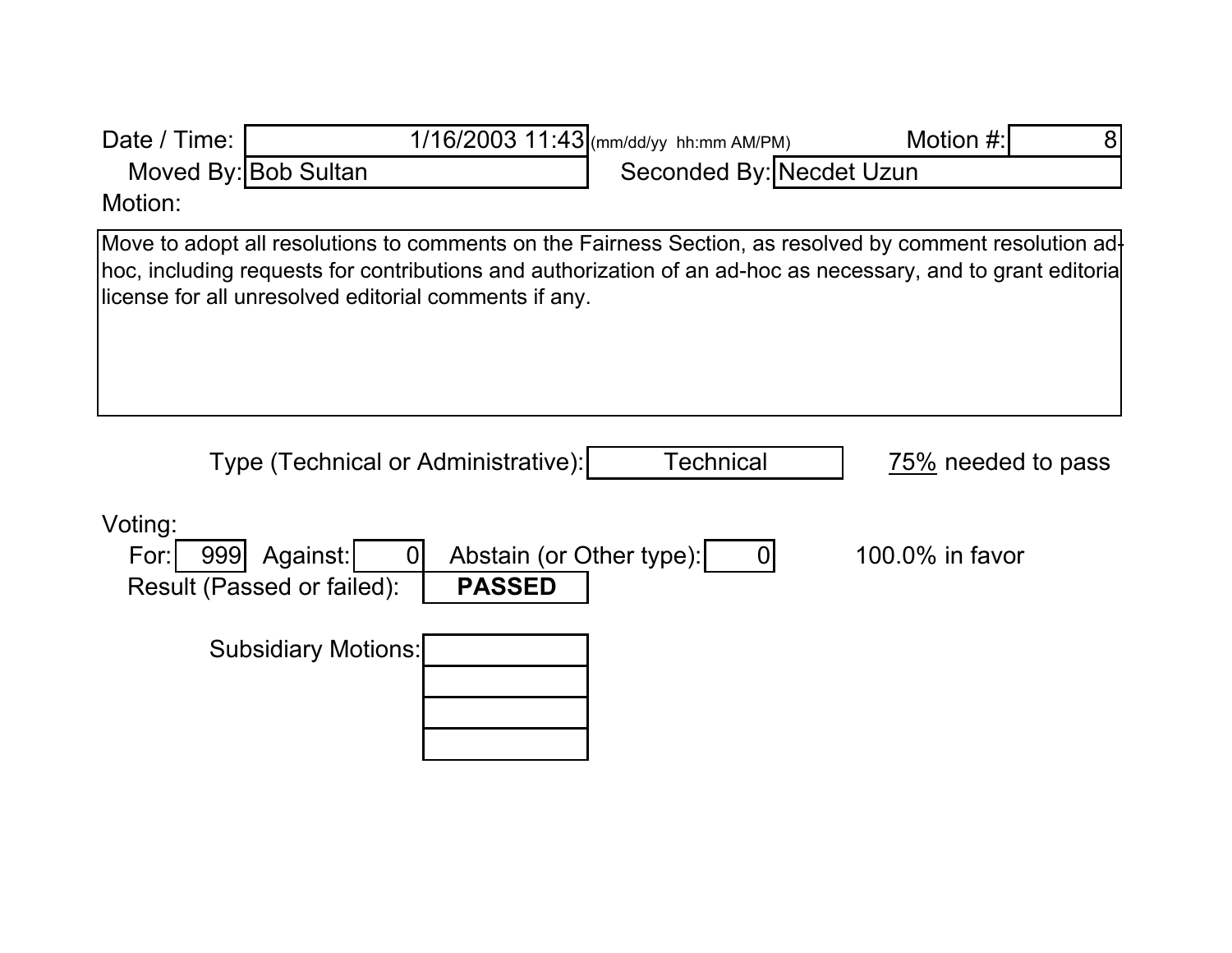Date / Time: 1/16/2003 11:43 (mm/dd/yy hh:mm AM/PM) Motion #: 8

Moved By: Bob Sultan Seconded By: Necdet Uzun

Motion:

Move to adopt all resolutions to comments on the Fairness Section, as resolved by comment resolution ad-hoc, including requests for contributions and authorization of an ad-hoc as necessary, and to grant editoria license for all unresolved editorial comments if any.

Type (Technical or Administrative): Technical 75% needed to pass

Voting:

For: 999 Against: 0 Abstain (or Other type): 0 100.0% in favor

Result (Passed or failed): **PASSED**

Subsidiary Motions: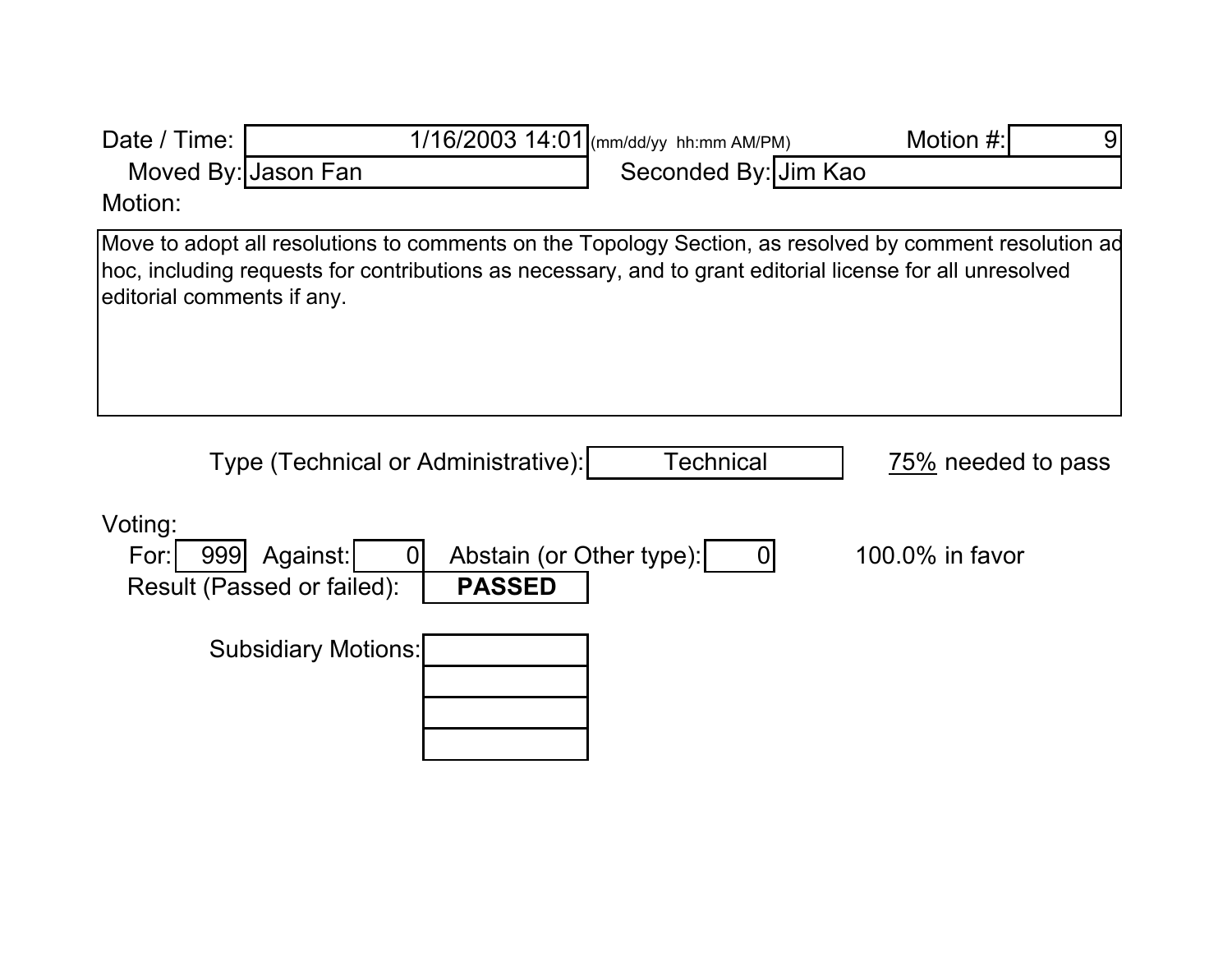Date / Time: 1/16/2003 14:01 (mm/dd/yy hh:mm AM/PM) Motion #: 9

Moved By: Jason Fan Seconded By: Jim Kao

Motion:

Move to adopt all resolutions to comments on the Topology Section, as resolved by comment resolution ad hoc, including requests for contributions as necessary, and to grant editorial license for all unresolved editorial comments if any.

Type (Technical or Administrative): Technical 75% needed to pass

Voting:

For: 999 Against: 0 Abstain (or Other type): 0 100.0% in favor

Result (Passed or failed): **PASSED**

Subsidiary Motions: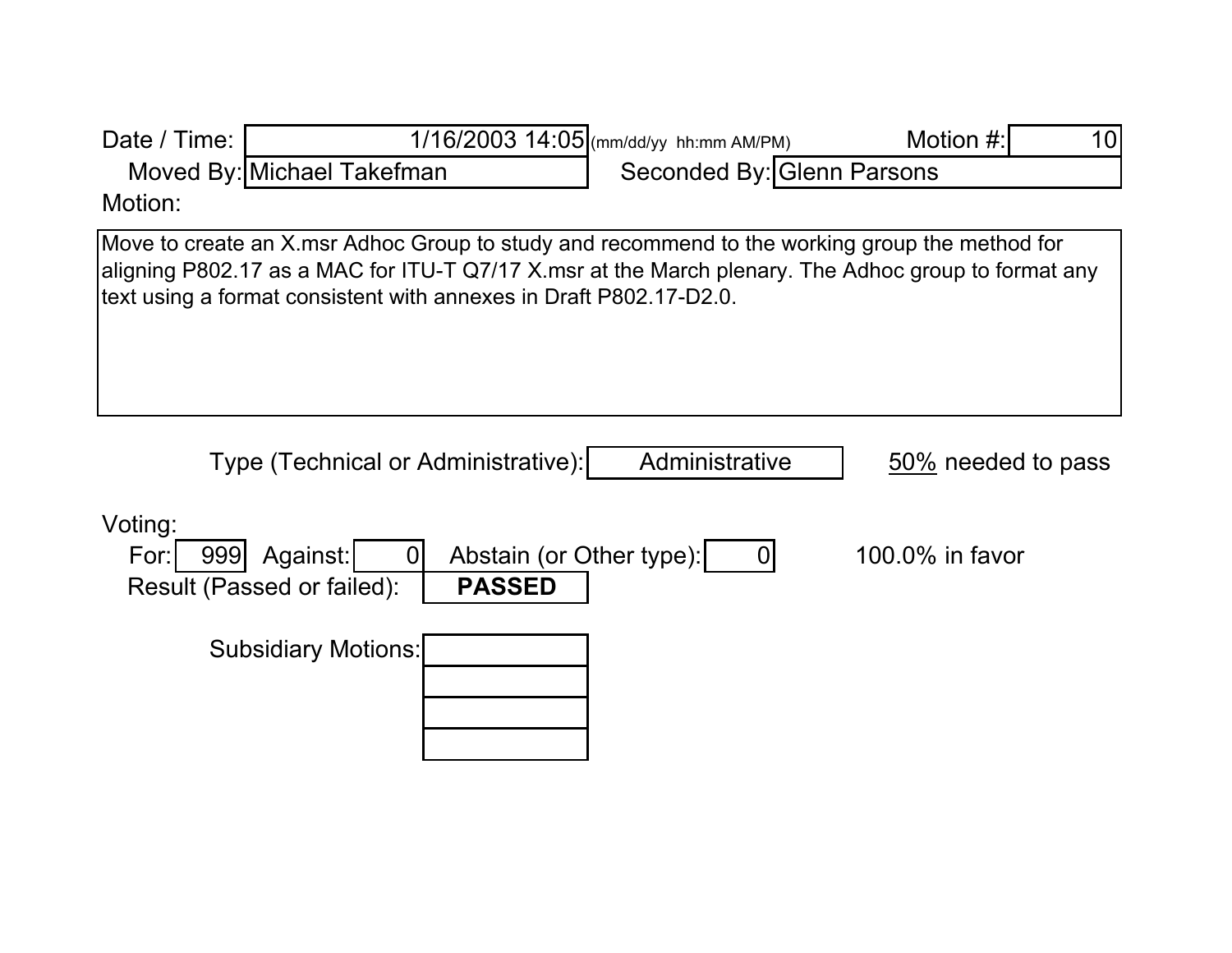Date / Time: 1/16/2003 14:05 (mm/dd/yy hh:mm AM/PM) Motion #: 10

Moved By: Michael Takefman Seconded By: Glenn Parsons

Motion:

Move to create an X.msr Adhoc Group to study and recommend to the working group the method for aligning P802.17 as a MAC for ITU-T Q7/17 X.msr at the March plenary. The Adhoc group to format any text using a format consistent with annexes in Draft P802.17-D2.0.

Type (Technical or Administrative): Administrative 50% needed to pass

Voting:

For: 999 Against: 0 Abstain (or Other type): 0 100.0% in favor

Result (Passed or failed): **PASSED**

Subsidiary Motions: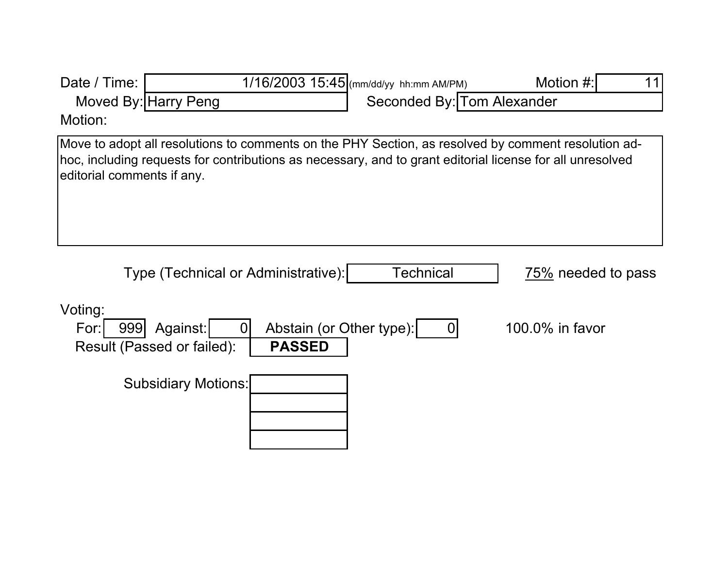Date / Time: 1/16/2003 15:45 (mm/dd/yy hh:mm AM/PM) Motion #: 11

Moved By: Harry Peng Seconded By: Tom Alexander

Motion:

Move to adopt all resolutions to comments on the PHY Section, as resolved by comment resolution ad-hoc, including requests for contributions as necessary, and to grant editorial license for all unresolved editorial comments if any.

Type (Technical or Administrative): Technical 75% needed to pass

Voting:

For: 999 Against: 0 Abstain (or Other type): 0 100.0% in favor

Result (Passed or failed): **PASSED**

Subsidiary Motions: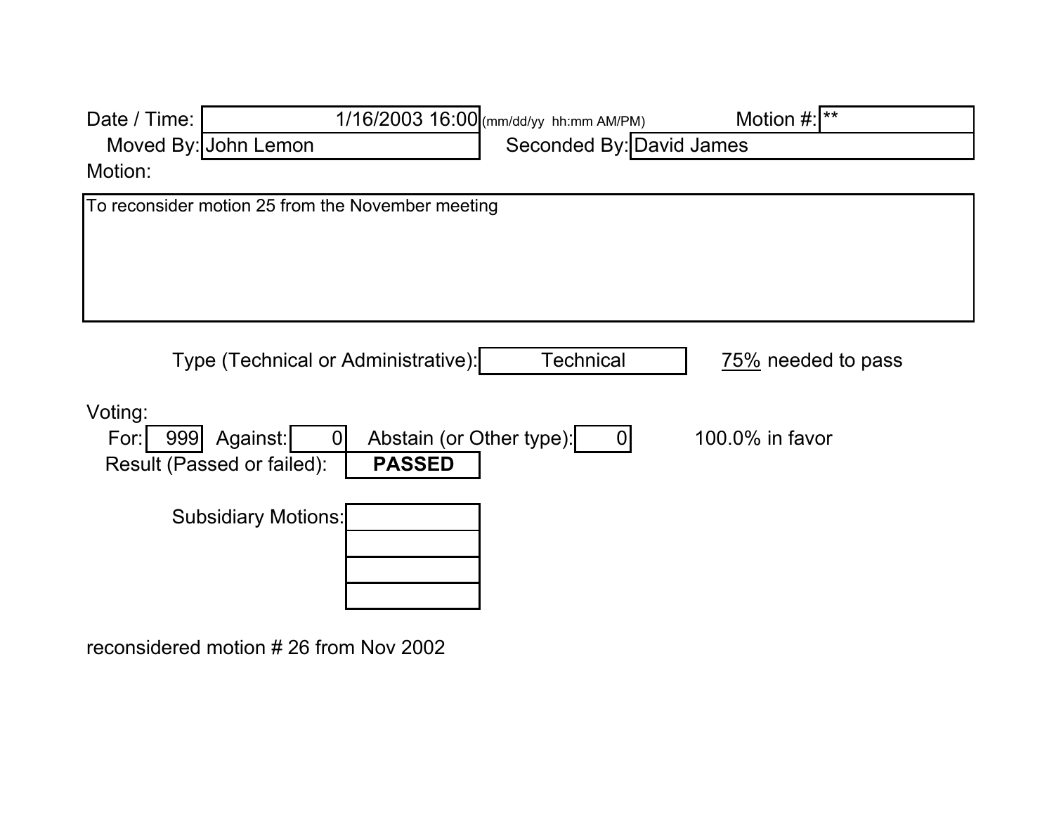Date / Time: 1/16/2003 16:00 (mm/dd/yy hh:mm AM/PM) Motion #: **

Moved By: John Lemon Seconded By: David James

Motion:

To reconsider motion 25 from the November meeting

Type (Technical or Administrative): Technical 75% needed to pass

Voting:

For: 999 Against: 0 Abstain (or Other type): 0 100.0% in favor

Result (Passed or failed): **PASSED**

Subsidiary Motions:

reconsidered motion # 26 from Nov 2002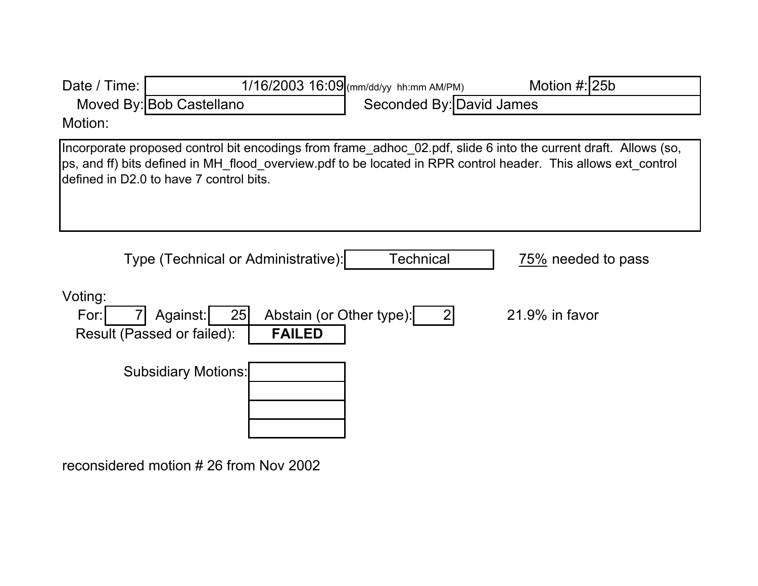Date / Time: 1/16/2003 16:09 (mm/dd/yy hh:mm AM/PM)

Motion #: 25b

Moved By: Bob Castellano

Seconded By: David James

Motion:

Incorporate proposed control bit encodings from frame_adhoc_02.pdf, slide 6 into the current draft. Allows (so, ps, and ff) bits defined in MH_flood_overview.pdf to be located in RPR control header. This allows ext_control defined in D2.0 to have 7 control bits.

Type (Technical or Administrative): Technical

75% needed to pass

Voting:

For: 7 Against: 25 Abstain (or Other type): 2

21.9% in favor

Result (Passed or failed): **FAILED**

Subsidiary Motions:

reconsidered motion # 26 from Nov 2002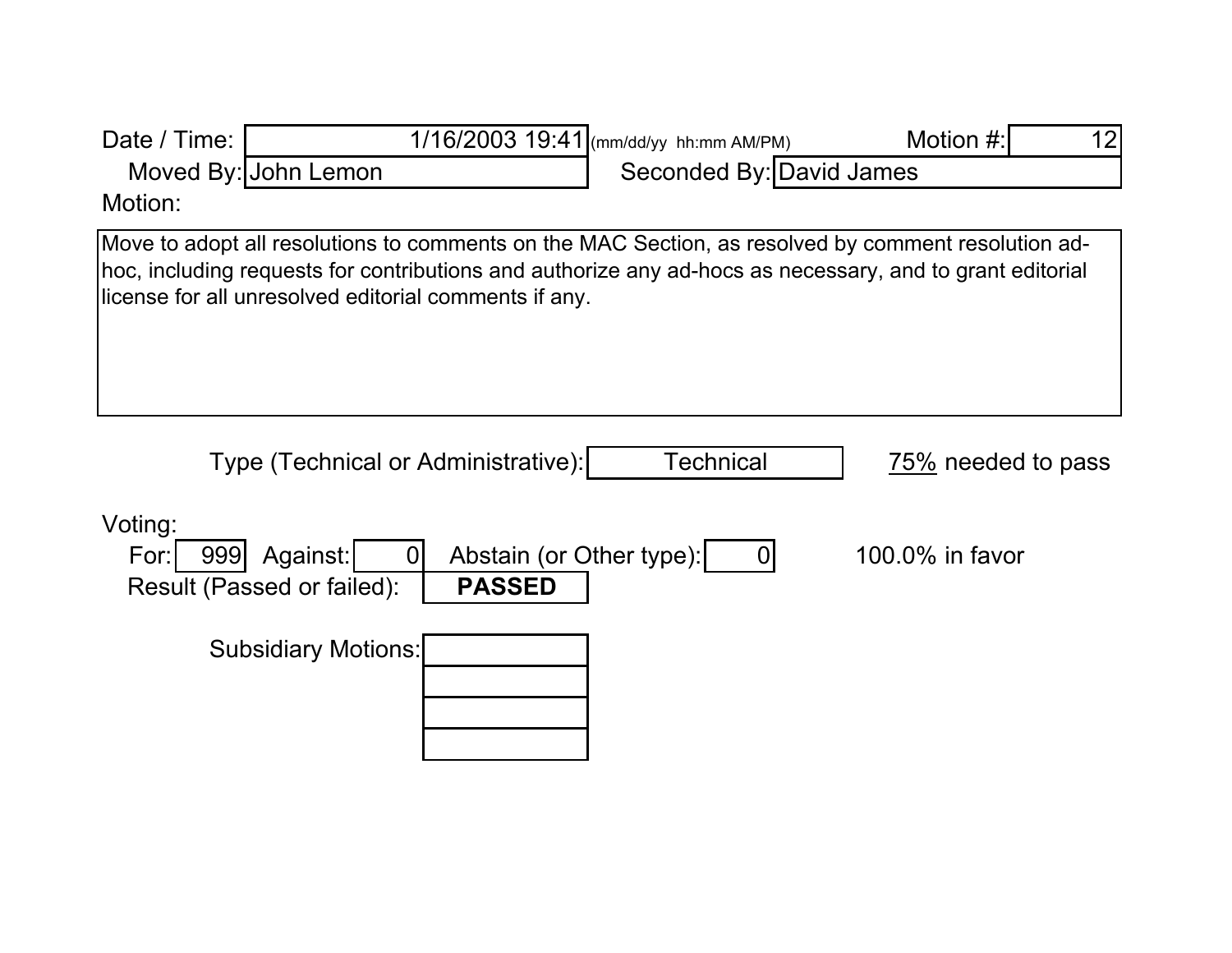Date / Time: 1/16/2003 19:41 (mm/dd/yy hh:mm AM/PM) Motion #: 12

Moved By: John Lemon Seconded By: David James

Motion:

Move to adopt all resolutions to comments on the MAC Section, as resolved by comment resolution ad-hoc, including requests for contributions and authorize any ad-hocs as necessary, and to grant editorial license for all unresolved editorial comments if any.

Type (Technical or Administrative): Technical 75% needed to pass

Voting:

For: 999 Against: 0 Abstain (or Other type): 0 100.0% in favor

Result (Passed or failed): **PASSED**

Subsidiary Motions: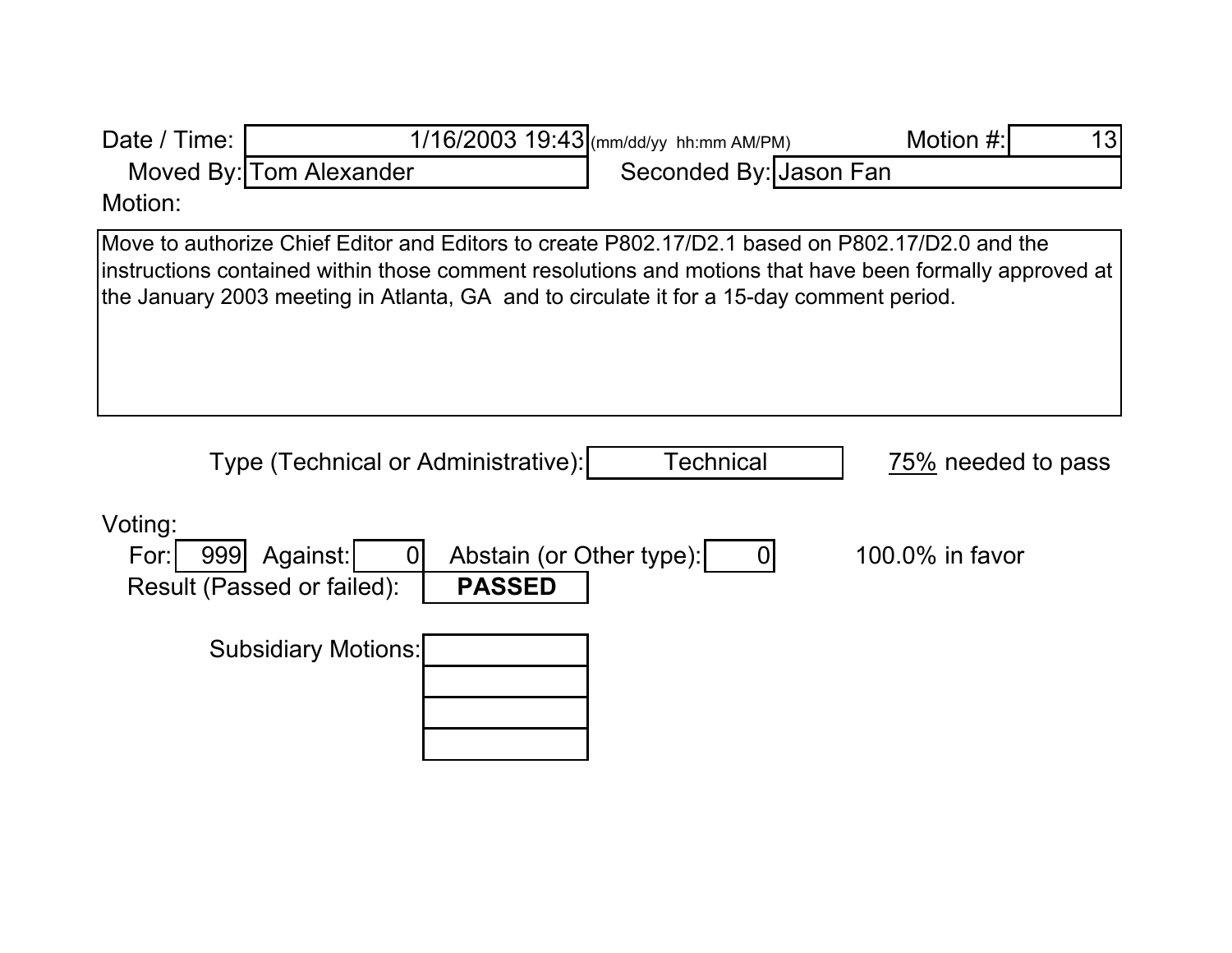Date / Time: 1/16/2003 19:43 (mm/dd/yy hh:mm AM/PM) Motion #: 13

Moved By: Tom Alexander Seconded By: Jason Fan

Motion:

Move to authorize Chief Editor and Editors to create P802.17/D2.1 based on P802.17/D2.0 and the instructions contained within those comment resolutions and motions that have been formally approved at the January 2003 meeting in Atlanta, GA and to circulate it for a 15-day comment period.

Type (Technical or Administrative): Technical 75% needed to pass

Voting:

For: 999 Against: 0 Abstain (or Other type): 0 100.0% in favor

Result (Passed or failed): **PASSED**

Subsidiary Motions: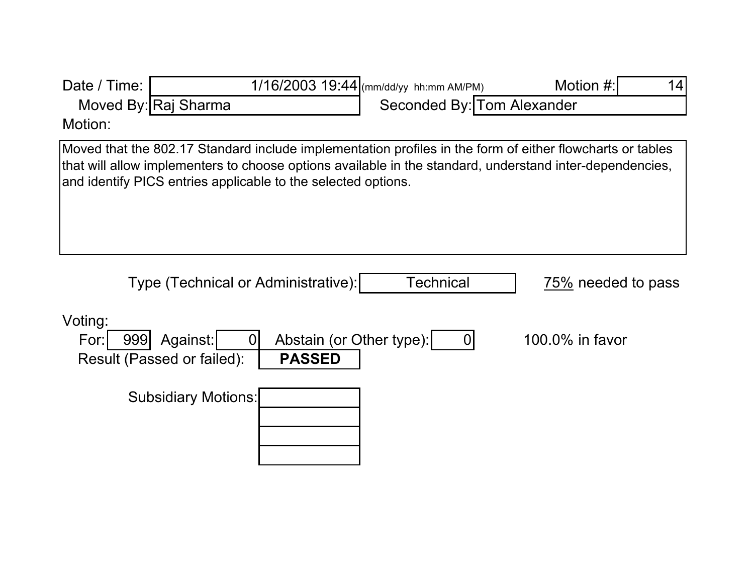Date / Time: 1/16/2003 19:44 (mm/dd/yy hh:mm AM/PM) Motion #: 14

Moved By: Raj Sharma Seconded By: Tom Alexander

Motion:

Moved that the 802.17 Standard include implementation profiles in the form of either flowcharts or tables that will allow implementers to choose options available in the standard, understand inter-dependencies, and identify PICS entries applicable to the selected options.

Type (Technical or Administrative): Technical 75% needed to pass

Voting:

For: 999 Against: 0 Abstain (or Other type): 0 100.0% in favor

Result (Passed or failed): **PASSED**

Subsidiary Motions: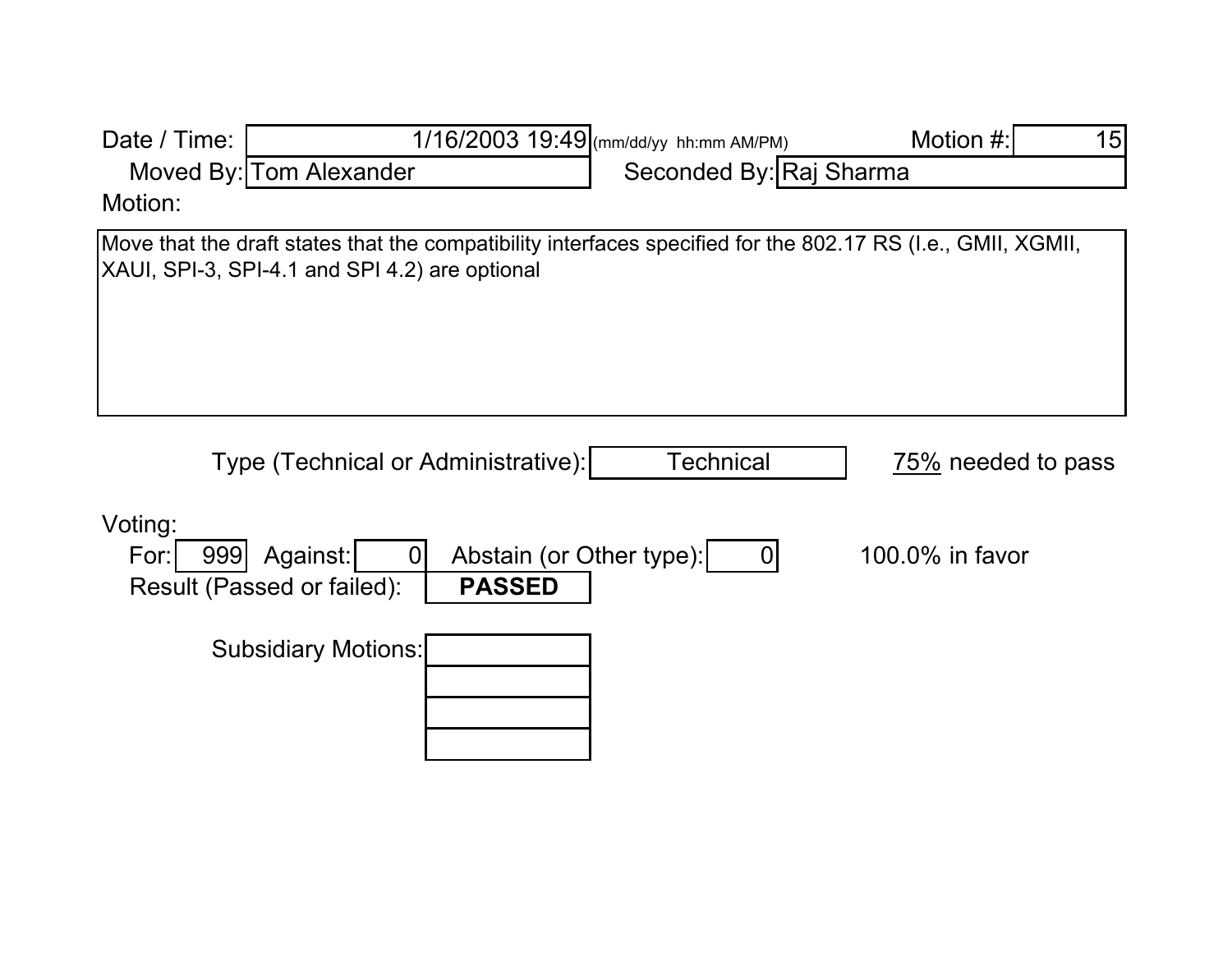Date / Time: 1/16/2003 19:49 (mm/dd/yy hh:mm AM/PM) Motion #: 15

Moved By: Tom Alexander Seconded By: Raj Sharma

Motion:

Move that the draft states that the compatibility interfaces specified for the 802.17 RS (I.e., GMII, XGMII, XAUI, SPI-3, SPI-4.1 and SPI 4.2) are optional

Type (Technical or Administrative): Technical 75% needed to pass

Voting:

For: 999 Against: 0 Abstain (or Other type): 0 100.0% in favor

Result (Passed or failed): **PASSED**

Subsidiary Motions: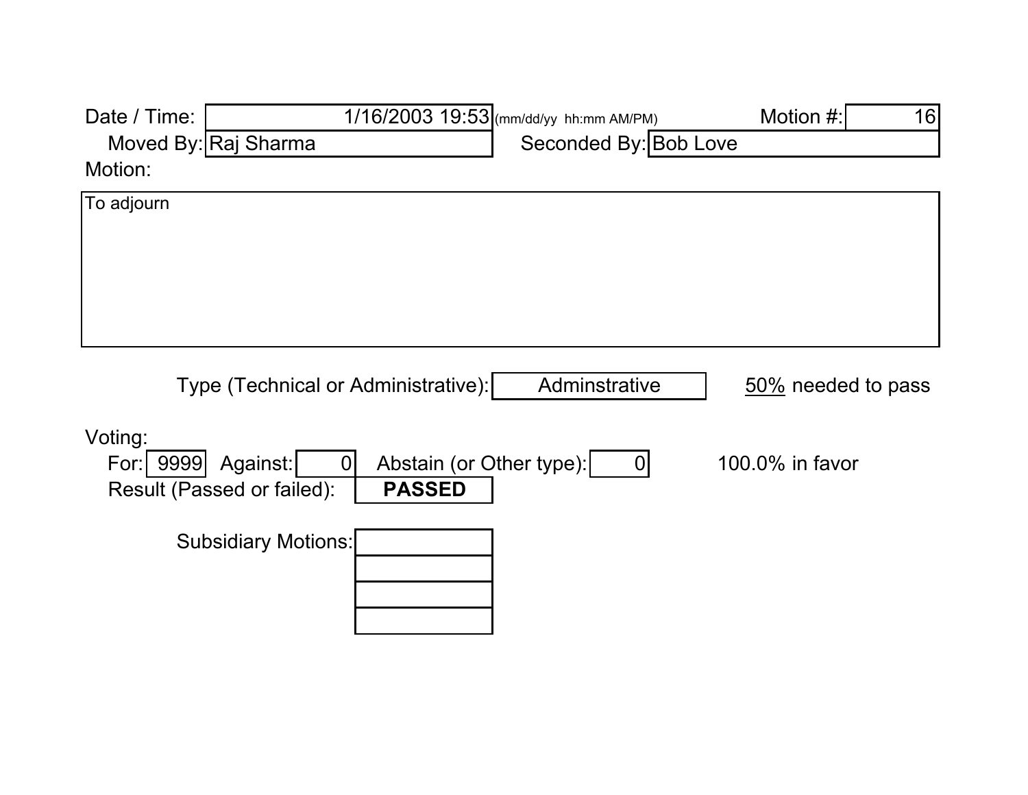Date / Time: 1/16/2003 19:53 (mm/dd/yy hh:mm AM/PM)

Motion #: 16

Moved By: Raj Sharma

Seconded By: Bob Love

Motion:

To adjourn

Type (Technical or Administrative): Adminstrative

50% needed to pass

Voting:

For: 9999 Against: 0 Abstain (or Other type): 0

100.0% in favor

Result (Passed or failed): **PASSED**

Subsidiary Motions: